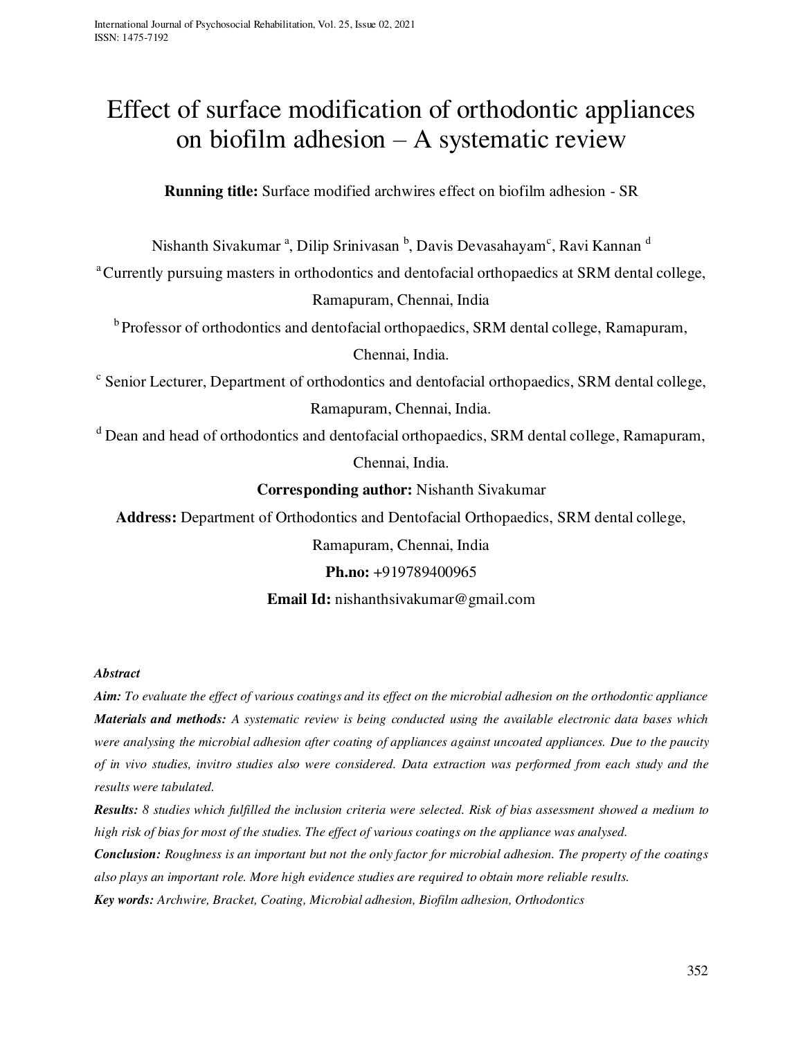# Effect of surface modification of orthodontic appliances on biofilm adhesion – A systematic review

**Running title:** Surface modified archwires effect on biofilm adhesion - SR

Nishanth Sivakumar [a], Dilip Srinivasan [b], Davis Devasahayam[c], Ravi Kannan [d]

[a] Currently pursuing masters in orthodontics and dentofacial orthopaedics at SRM dental college, Ramapuram, Chennai, India

[b] Professor of orthodontics and dentofacial orthopaedics, SRM dental college, Ramapuram, Chennai, India.

[c] Senior Lecturer, Department of orthodontics and dentofacial orthopaedics, SRM dental college, Ramapuram, Chennai, India.

[d] Dean and head of orthodontics and dentofacial orthopaedics, SRM dental college, Ramapuram, Chennai, India.

**Corresponding author:** Nishanth Sivakumar

**Address:** Department of Orthodontics and Dentofacial Orthopaedics, SRM dental college, Ramapuram, Chennai, India

**Ph.no:** +919789400965

**Email Id:** nishanthsivakumar@gmail.com

***Abstract***

***Aim:*** *To evaluate the effect of various coatings and its effect on the microbial adhesion on the orthodontic appliance*

***Materials and methods:*** *A systematic review is being conducted using the available electronic data bases which were analysing the microbial adhesion after coating of appliances against uncoated appliances. Due to the paucity of in vivo studies, invitro studies also were considered. Data extraction was performed from each study and the results were tabulated.*

***Results:*** *8 studies which fulfilled the inclusion criteria were selected. Risk of bias assessment showed a medium to high risk of bias for most of the studies. The effect of various coatings on the appliance was analysed.*

***Conclusion:*** *Roughness is an important but not the only factor for microbial adhesion. The property of the coatings also plays an important role. More high evidence studies are required to obtain more reliable results.*

***Key words:*** *Archwire, Bracket, Coating, Microbial adhesion, Biofilm adhesion, Orthodontics*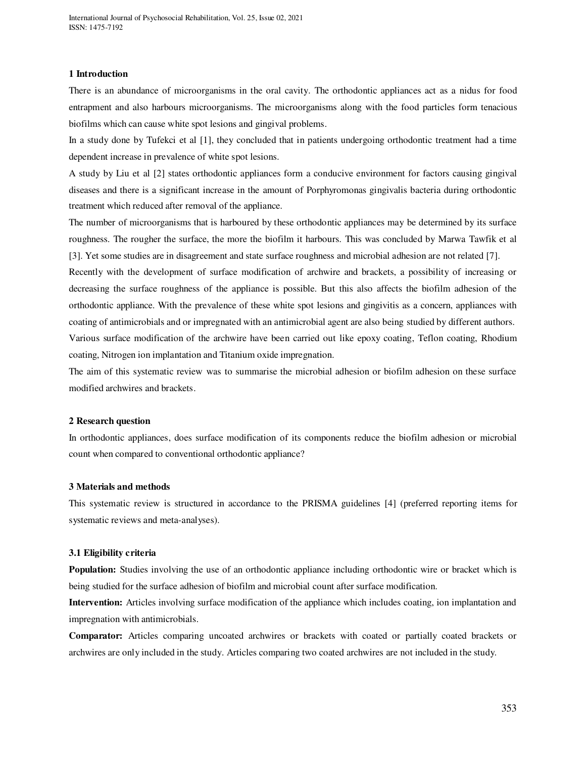## 1 Introduction

There is an abundance of microorganisms in the oral cavity. The orthodontic appliances act as a nidus for food entrapment and also harbours microorganisms. The microorganisms along with the food particles form tenacious biofilms which can cause white spot lesions and gingival problems.

In a study done by Tufekci et al [1], they concluded that in patients undergoing orthodontic treatment had a time dependent increase in prevalence of white spot lesions.

A study by Liu et al [2] states orthodontic appliances form a conducive environment for factors causing gingival diseases and there is a significant increase in the amount of Porphyromonas gingivalis bacteria during orthodontic treatment which reduced after removal of the appliance.

The number of microorganisms that is harboured by these orthodontic appliances may be determined by its surface roughness. The rougher the surface, the more the biofilm it harbours. This was concluded by Marwa Tawfik et al [3]. Yet some studies are in disagreement and state surface roughness and microbial adhesion are not related [7].

Recently with the development of surface modification of archwire and brackets, a possibility of increasing or decreasing the surface roughness of the appliance is possible. But this also affects the biofilm adhesion of the orthodontic appliance. With the prevalence of these white spot lesions and gingivitis as a concern, appliances with coating of antimicrobials and or impregnated with an antimicrobial agent are also being studied by different authors.

Various surface modification of the archwire have been carried out like epoxy coating, Teflon coating, Rhodium coating, Nitrogen ion implantation and Titanium oxide impregnation.

The aim of this systematic review was to summarise the microbial adhesion or biofilm adhesion on these surface modified archwires and brackets.

## 2 Research question

In orthodontic appliances, does surface modification of its components reduce the biofilm adhesion or microbial count when compared to conventional orthodontic appliance?

## 3 Materials and methods

This systematic review is structured in accordance to the PRISMA guidelines [4] (preferred reporting items for systematic reviews and meta-analyses).

### 3.1 Eligibility criteria

**Population:** Studies involving the use of an orthodontic appliance including orthodontic wire or bracket which is being studied for the surface adhesion of biofilm and microbial count after surface modification.

**Intervention:** Articles involving surface modification of the appliance which includes coating, ion implantation and impregnation with antimicrobials.

**Comparator:** Articles comparing uncoated archwires or brackets with coated or partially coated brackets or archwires are only included in the study. Articles comparing two coated archwires are not included in the study.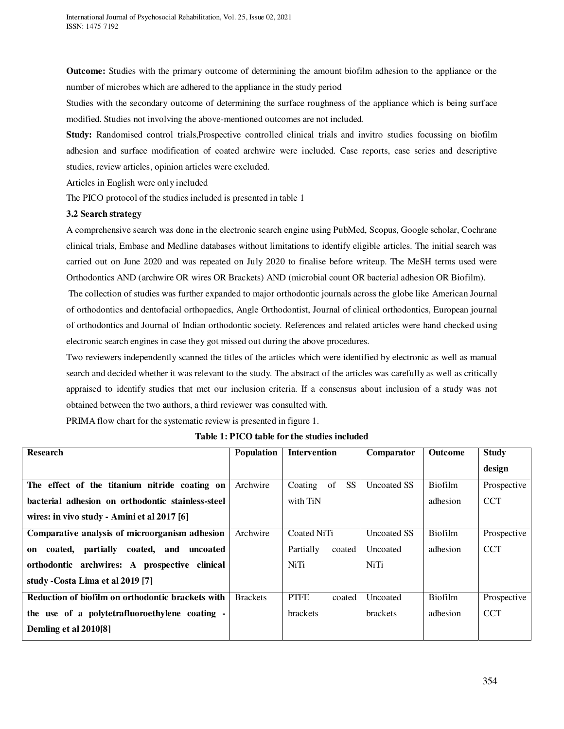**Outcome:** Studies with the primary outcome of determining the amount biofilm adhesion to the appliance or the number of microbes which are adhered to the appliance in the study period

Studies with the secondary outcome of determining the surface roughness of the appliance which is being surface modified. Studies not involving the above-mentioned outcomes are not included.

**Study:** Randomised control trials,Prospective controlled clinical trials and invitro studies focussing on biofilm adhesion and surface modification of coated archwire were included. Case reports, case series and descriptive studies, review articles, opinion articles were excluded.

Articles in English were only included

The PICO protocol of the studies included is presented in table 1

### 3.2 Search strategy

A comprehensive search was done in the electronic search engine using PubMed, Scopus, Google scholar, Cochrane clinical trials, Embase and Medline databases without limitations to identify eligible articles. The initial search was carried out on June 2020 and was repeated on July 2020 to finalise before writeup. The MeSH terms used were Orthodontics AND (archwire OR wires OR Brackets) AND (microbial count OR bacterial adhesion OR Biofilm).

The collection of studies was further expanded to major orthodontic journals across the globe like American Journal of orthodontics and dentofacial orthopaedics, Angle Orthodontist, Journal of clinical orthodontics, European journal of orthodontics and Journal of Indian orthodontic society. References and related articles were hand checked using electronic search engines in case they got missed out during the above procedures.

Two reviewers independently scanned the titles of the articles which were identified by electronic as well as manual search and decided whether it was relevant to the study. The abstract of the articles was carefully as well as critically appraised to identify studies that met our inclusion criteria. If a consensus about inclusion of a study was not obtained between the two authors, a third reviewer was consulted with.

PRIMA flow chart for the systematic review is presented in figure 1.

**Table 1: PICO table for the studies included**

| Research | Population | Intervention | Comparator | Outcome | Study design |
|---|---|---|---|---|---|
| **The effect of the titanium nitride coating on bacterial adhesion on orthodontic stainless-steel wires: in vivo study - Amini et al 2017 [6]** | Archwire | Coating of SS with TiN | Uncoated SS | Biofilm adhesion | Prospective CCT |
| **Comparative analysis of microorganism adhesion on coated, partially coated, and uncoated orthodontic archwires: A prospective clinical study -Costa Lima et al 2019 [7]** | Archwire | Coated NiTi Partially coated NiTi | Uncoated SS Uncoated NiTi | Biofilm adhesion | Prospective CCT |
| **Reduction of biofilm on orthodontic brackets with the use of a polytetrafluoroethylene coating - Demling et al 2010[8]** | Brackets | PTFE coated brackets | Uncoated brackets | Biofilm adhesion | Prospective CCT |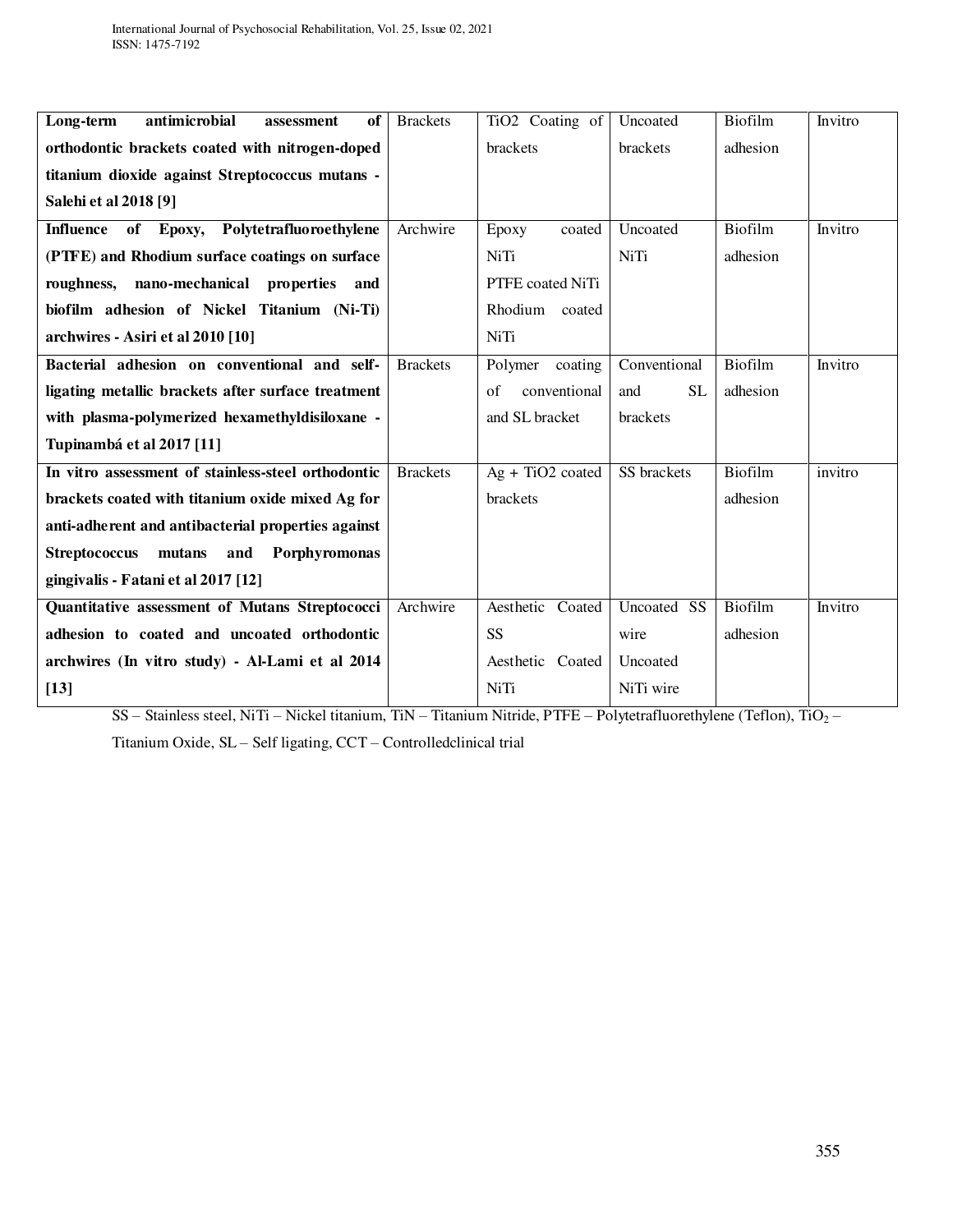| **Long-term antimicrobial assessment of orthodontic brackets coated with nitrogen-doped titanium dioxide against Streptococcus mutans - Salehi et al 2018 [9]** | Brackets | $TiO_2$ Coating of brackets | Uncoated brackets | Biofilm adhesion | Invitro |
|---|---|---|---|---|---|
| **Influence of Epoxy, Polytetrafluoroethylene (PTFE) and Rhodium surface coatings on surface roughness, nano-mechanical properties and biofilm adhesion of Nickel Titanium (Ni-Ti) archwires - Asiri et al 2010 [10]** | Archwire | Epoxy coated NiTi<br>PTFE coated NiTi<br>Rhodium coated NiTi | Uncoated NiTi | Biofilm adhesion | Invitro |
| **Bacterial adhesion on conventional and self-ligating metallic brackets after surface treatment with plasma-polymerized hexamethyldisiloxane - Tupinambá et al 2017 [11]** | Brackets | Polymer coating of conventional and SL bracket | Conventional and SL brackets | Biofilm adhesion | Invitro |
| **In vitro assessment of stainless-steel orthodontic brackets coated with titanium oxide mixed Ag for anti-adherent and antibacterial properties against Streptococcus mutans and Porphyromonas gingivalis - Fatani et al 2017 [12]** | Brackets | Ag + $TiO_2$ coated brackets | SS brackets | Biofilm adhesion | invitro |
| **Quantitative assessment of Mutans Streptococci adhesion to coated and uncoated orthodontic archwires (In vitro study) - Al-Lami et al 2014 [13]** | Archwire | Aesthetic Coated SS<br>Aesthetic Coated NiTi | Uncoated SS wire<br>Uncoated NiTi wire | Biofilm adhesion | Invitro |

SS – Stainless steel, NiTi – Nickel titanium, TiN – Titanium Nitride, PTFE – Polytetrafluorethylene (Teflon), $TiO_2$ – Titanium Oxide, SL – Self ligating, CCT – Controlledclinical trial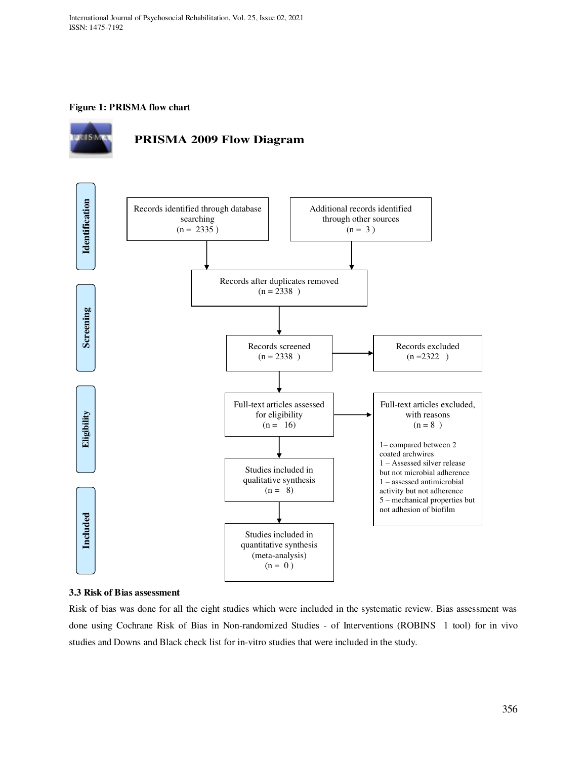**Figure 1: PRISMA flow chart**

**PRISMA 2009 Flow Diagram**

**Identification**

Records identified through database searching (n = 2335)

Additional records identified through other sources (n = 3)

Records after duplicates removed (n = 2338)

**Screening**

Records screened (n = 2338)

Records excluded (n = 2322)

**Eligibility**

Full-text articles assessed for eligibility (n = 16)

Full-text articles excluded, with reasons (n = 8)

1– compared between 2 coated archwires
1 – Assessed silver release but not microbial adherence
1 – assessed antimicrobial activity but not adherence
5 – mechanical properties but not adhesion of biofilm

**Included**

Studies included in qualitative synthesis (n = 8)

Studies included in quantitative synthesis (meta-analysis) (n = 0)

### 3.3 Risk of Bias assessment

Risk of bias was done for all the eight studies which were included in the systematic review. Bias assessment was done using Cochrane Risk of Bias in Non-randomized Studies - of Interventions (ROBINS 1 tool) for in vivo studies and Downs and Black check list for in-vitro studies that were included in the study.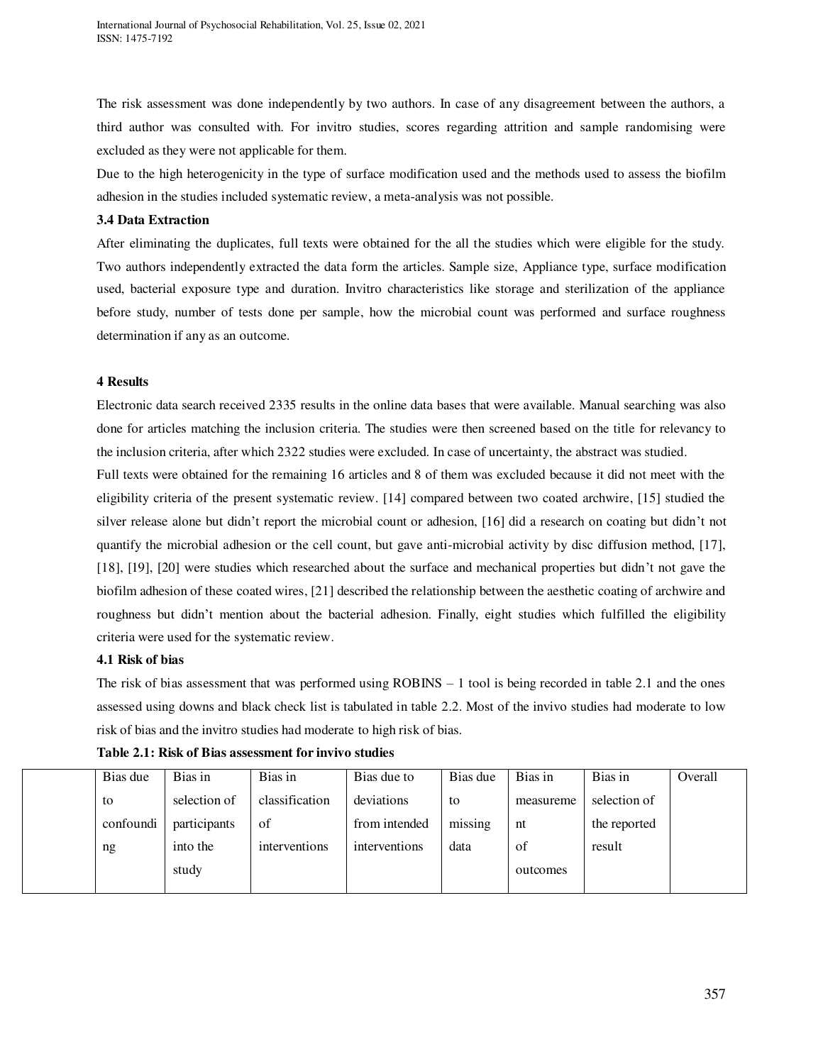The risk assessment was done independently by two authors. In case of any disagreement between the authors, a third author was consulted with. For invitro studies, scores regarding attrition and sample randomising were excluded as they were not applicable for them.

Due to the high heterogenicity in the type of surface modification used and the methods used to assess the biofilm adhesion in the studies included systematic review, a meta-analysis was not possible.

### 3.4 Data Extraction

After eliminating the duplicates, full texts were obtained for the all the studies which were eligible for the study. Two authors independently extracted the data form the articles. Sample size, Appliance type, surface modification used, bacterial exposure type and duration. Invitro characteristics like storage and sterilization of the appliance before study, number of tests done per sample, how the microbial count was performed and surface roughness determination if any as an outcome.

## 4 Results

Electronic data search received 2335 results in the online data bases that were available. Manual searching was also done for articles matching the inclusion criteria. The studies were then screened based on the title for relevancy to the inclusion criteria, after which 2322 studies were excluded. In case of uncertainty, the abstract was studied.

Full texts were obtained for the remaining 16 articles and 8 of them was excluded because it did not meet with the eligibility criteria of the present systematic review. [14] compared between two coated archwire, [15] studied the silver release alone but didn't report the microbial count or adhesion, [16] did a research on coating but didn't not quantify the microbial adhesion or the cell count, but gave anti-microbial activity by disc diffusion method, [17], [18], [19], [20] were studies which researched about the surface and mechanical properties but didn't not gave the biofilm adhesion of these coated wires, [21] described the relationship between the aesthetic coating of archwire and roughness but didn't mention about the bacterial adhesion. Finally, eight studies which fulfilled the eligibility criteria were used for the systematic review.

### 4.1 Risk of bias

The risk of bias assessment that was performed using ROBINS – 1 tool is being recorded in table 2.1 and the ones assessed using downs and black check list is tabulated in table 2.2. Most of the invivo studies had moderate to low risk of bias and the invitro studies had moderate to high risk of bias.

**Table 2.1: Risk of Bias assessment for invivo studies**

| | Bias due to confounding | Bias in selection of participants into the study | Bias in classification of interventions | Bias due to deviations from intended interventions | Bias due to missing data | Bias in measurement of outcomes | Bias in selection of the reported result | Overall |
|---|---|---|---|---|---|---|---|---|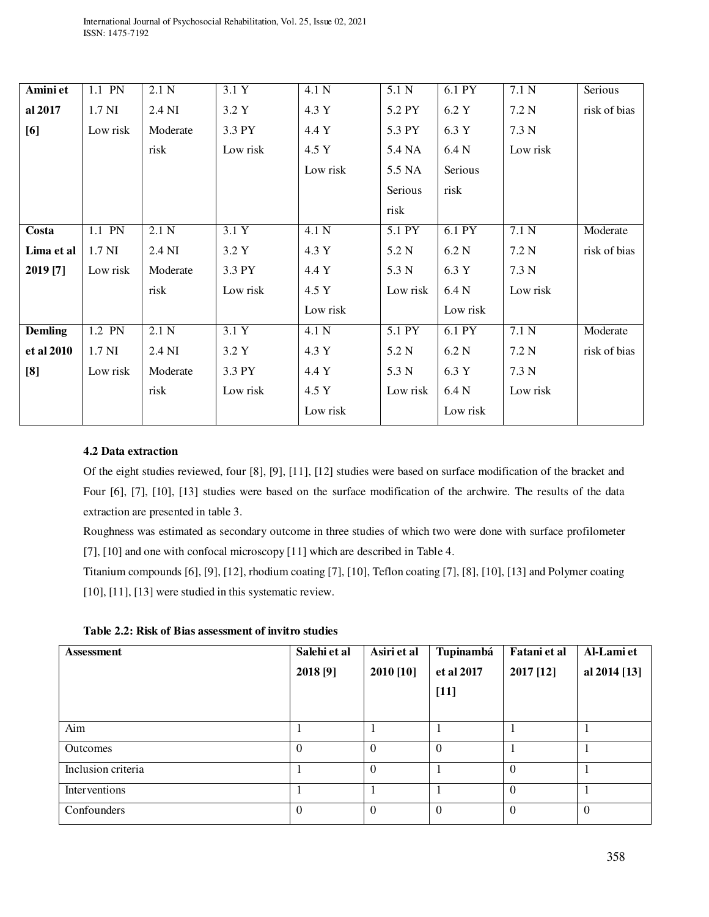| Amini et al 2017 [6] | 1.1 PN<br>1.7 NI<br>Low risk | 2.1 N<br>2.4 NI<br>Moderate risk | 3.1 Y<br>3.2 Y<br>3.3 PY<br>Low risk | 4.1 N<br>4.3 Y<br>4.4 Y<br>4.5 Y<br>Low risk | 5.1 N<br>5.2 PY<br>5.3 PY<br>5.4 NA<br>5.5 NA<br>Serious risk | 6.1 PY<br>6.2 Y<br>6.3 Y<br>6.4 N<br>Serious risk | 7.1 N<br>7.2 N<br>7.3 N<br>Low risk | Serious risk of bias |
|---|---|---|---|---|---|---|---|---|
| **Costa Lima et al 2019 [7]** | 1.1 PN<br>1.7 NI<br>Low risk | 2.1 N<br>2.4 NI<br>Moderate risk | 3.1 Y<br>3.2 Y<br>3.3 PY<br>Low risk | 4.1 N<br>4.3 Y<br>4.4 Y<br>4.5 Y<br>Low risk | 5.1 PY<br>5.2 N<br>5.3 N<br>Low risk | 6.1 PY<br>6.2 N<br>6.3 Y<br>6.4 N<br>Low risk | 7.1 N<br>7.2 N<br>7.3 N<br>Low risk | Moderate risk of bias |
| **Demling et al 2010 [8]** | 1.2 PN<br>1.7 NI<br>Low risk | 2.1 N<br>2.4 NI<br>Moderate risk | 3.1 Y<br>3.2 Y<br>3.3 PY<br>Low risk | 4.1 N<br>4.3 Y<br>4.4 Y<br>4.5 Y<br>Low risk | 5.1 PY<br>5.2 N<br>5.3 N<br>Low risk | 6.1 PY<br>6.2 N<br>6.3 Y<br>6.4 N<br>Low risk | 7.1 N<br>7.2 N<br>7.3 N<br>Low risk | Moderate risk of bias |

**4.2 Data extraction**

Of the eight studies reviewed, four [8], [9], [11], [12] studies were based on surface modification of the bracket and Four [6], [7], [10], [13] studies were based on the surface modification of the archwire. The results of the data extraction are presented in table 3.

Roughness was estimated as secondary outcome in three studies of which two were done with surface profilometer [7], [10] and one with confocal microscopy [11] which are described in Table 4.

Titanium compounds [6], [9], [12], rhodium coating [7], [10], Teflon coating [7], [8], [10], [13] and Polymer coating [10], [11], [13] were studied in this systematic review.

**Table 2.2: Risk of Bias assessment of invitro studies**

| Assessment | Salehi et al 2018 [9] | Asiri et al 2010 [10] | Tupinambá et al 2017 [11] | Fatani et al 2017 [12] | Al-Lami et al 2014 [13] |
|---|---|---|---|---|---|
| Aim | 1 | 1 | 1 | 1 | 1 |
| Outcomes | 0 | 0 | 0 | 1 | 1 |
| Inclusion criteria | 1 | 0 | 1 | 0 | 1 |
| Interventions | 1 | 1 | 1 | 0 | 1 |
| Confounders | 0 | 0 | 0 | 0 | 0 |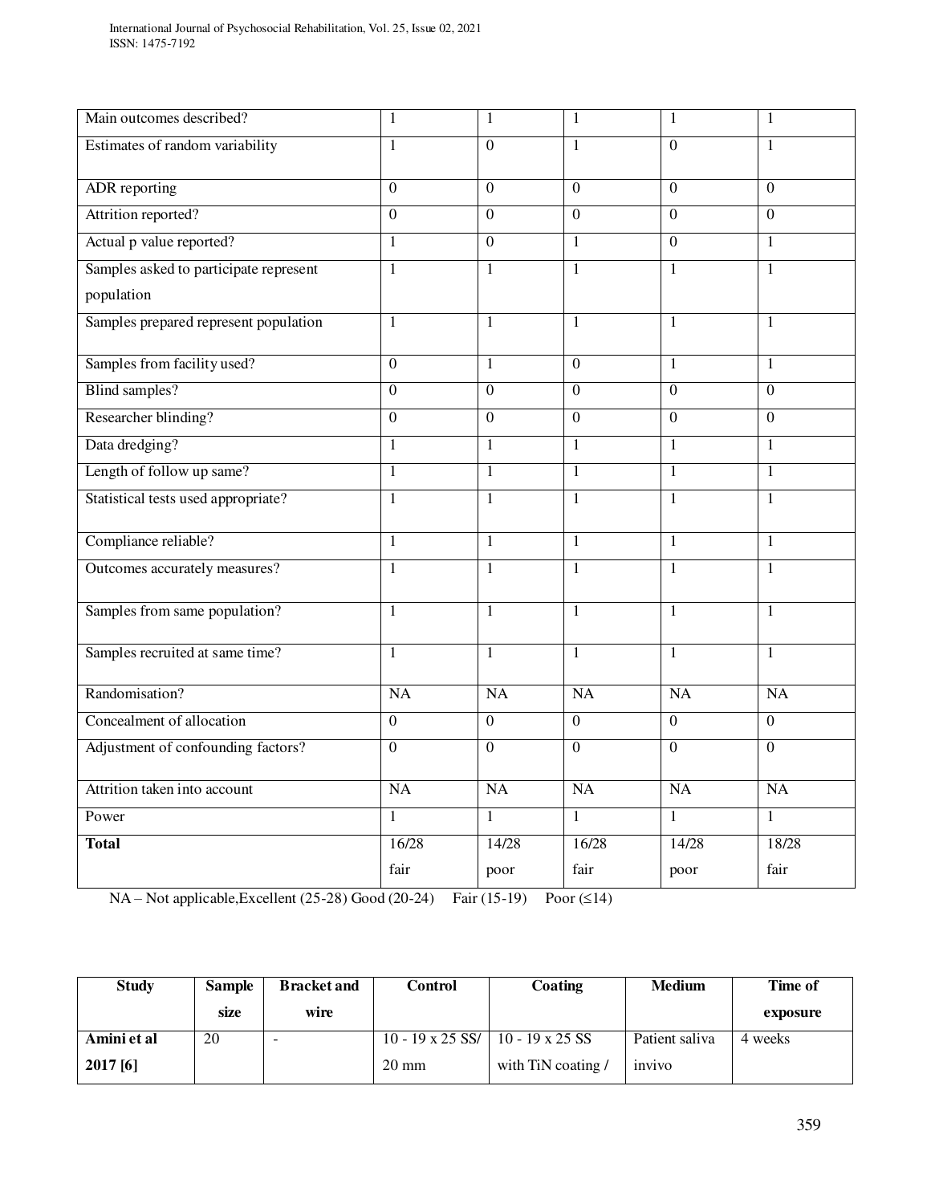| | | | | | |
|---|---|---|---|---|---|
| Main outcomes described? | 1 | 1 | 1 | 1 | 1 |
| Estimates of random variability | 1 | 0 | 1 | 0 | 1 |
| ADR reporting | 0 | 0 | 0 | 0 | 0 |
| Attrition reported? | 0 | 0 | 0 | 0 | 0 |
| Actual p value reported? | 1 | 0 | 1 | 0 | 1 |
| Samples asked to participate represent population | 1 | 1 | 1 | 1 | 1 |
| Samples prepared represent population | 1 | 1 | 1 | 1 | 1 |
| Samples from facility used? | 0 | 1 | 0 | 1 | 1 |
| Blind samples? | 0 | 0 | 0 | 0 | 0 |
| Researcher blinding? | 0 | 0 | 0 | 0 | 0 |
| Data dredging? | 1 | 1 | 1 | 1 | 1 |
| Length of follow up same? | 1 | 1 | 1 | 1 | 1 |
| Statistical tests used appropriate? | 1 | 1 | 1 | 1 | 1 |
| Compliance reliable? | 1 | 1 | 1 | 1 | 1 |
| Outcomes accurately measures? | 1 | 1 | 1 | 1 | 1 |
| Samples from same population? | 1 | 1 | 1 | 1 | 1 |
| Samples recruited at same time? | 1 | 1 | 1 | 1 | 1 |
| Randomisation? | NA | NA | NA | NA | NA |
| Concealment of allocation | 0 | 0 | 0 | 0 | 0 |
| Adjustment of confounding factors? | 0 | 0 | 0 | 0 | 0 |
| Attrition taken into account | NA | NA | NA | NA | NA |
| Power | 1 | 1 | 1 | 1 | 1 |
| **Total** | 16/28 fair | 14/28 poor | 16/28 fair | 14/28 poor | 18/28 fair |

NA – Not applicable,Excellent (25-28) Good (20-24) Fair (15-19) Poor (≤14)

| Study | Sample size | Bracket and wire | Control | Coating | Medium | Time of exposure |
|---|---|---|---|---|---|---|
| **Amini et al 2017 [6]** | 20 | - | 10 - 19 x 25 SS/ 20 mm | 10 - 19 x 25 SS with TiN coating / | Patient saliva invivo | 4 weeks |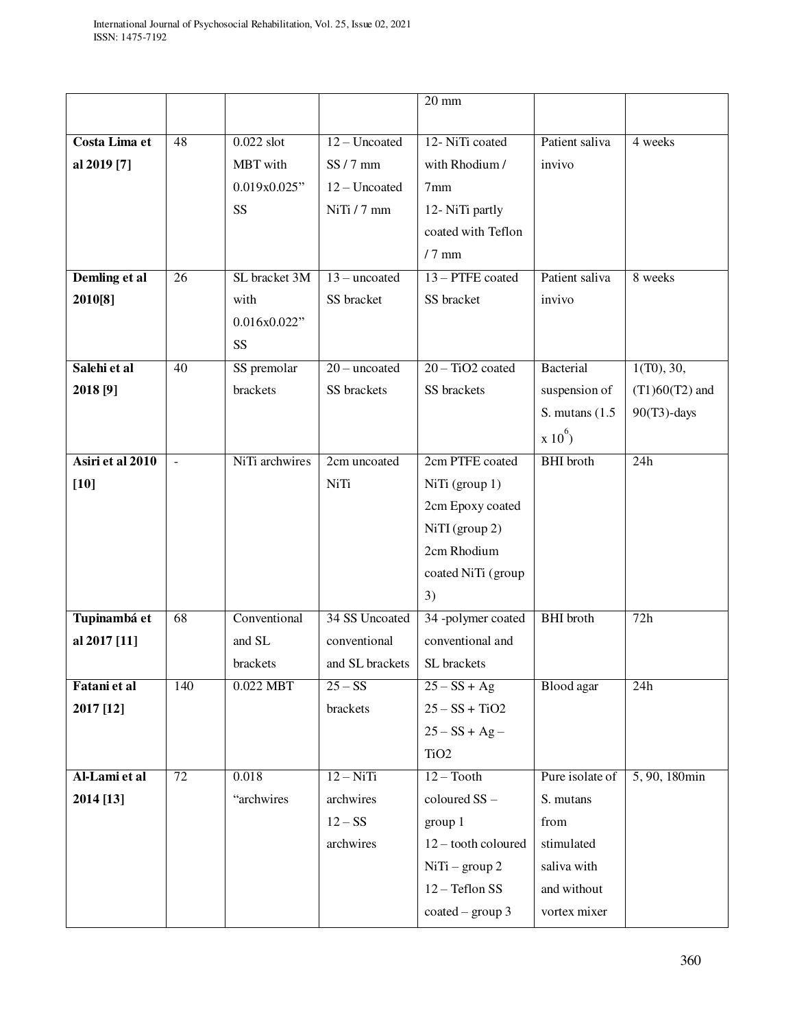| | | | | 20 mm | | |
|---|---|---|---|---|---|---|
| **Costa Lima et al 2019 [7]** | 48 | 0.022 slot MBT with 0.019x0.025" SS | 12 – Uncoated SS / 7 mm 12 – Uncoated NiTi / 7 mm | 12- NiTi coated with Rhodium / 7mm 12- NiTi partly coated with Teflon / 7 mm | Patient saliva invivo | 4 weeks |
| **Demling et al 2010[8]** | 26 | SL bracket 3M with 0.016x0.022" SS | 13 – uncoated SS bracket | 13 – PTFE coated SS bracket | Patient saliva invivo | 8 weeks |
| **Salehi et al 2018 [9]** | 40 | SS premolar brackets | 20 – uncoated SS brackets | 20 – $TiO_2$ coated SS brackets | Bacterial suspension of S. mutans (1.5 x $10^6$) | 1(T0), 30, (T1)60(T2) and 90(T3)-days |
| **Asiri et al 2010 [10]** | - | NiTi archwires | 2cm uncoated NiTi | 2cm PTFE coated NiTi (group 1) 2cm Epoxy coated NiTI (group 2) 2cm Rhodium coated NiTi (group 3) | BHI broth | 24h |
| **Tupinambá et al 2017 [11]** | 68 | Conventional and SL brackets | 34 SS Uncoated conventional and SL brackets | 34 -polymer coated conventional and SL brackets | BHI broth | 72h |
| **Fatani et al 2017 [12]** | 140 | 0.022 MBT | 25 – SS brackets | 25 – SS + Ag 25 – SS + $TiO_2$ 25 – SS + Ag – $TiO_2$ | Blood agar | 24h |
| **Al-Lami et al 2014 [13]** | 72 | 0.018 "archwires | 12 – NiTi archwires 12 – SS archwires | 12 – Tooth coloured SS – group 1 12 – tooth coloured NiTi – group 2 12 – Teflon SS coated – group 3 | Pure isolate of S. mutans from stimulated saliva with and without vortex mixer | 5, 90, 180min |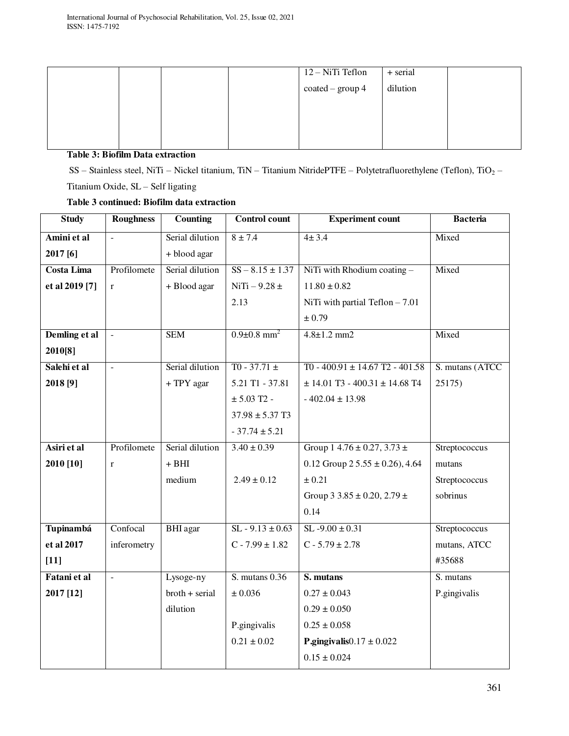| | | | | 12 – NiTi Teflon coated – group 4 | + serial dilution | |
|---|---|---|---|---|---|---|

**Table 3: Biofilm Data extraction**

SS – Stainless steel, NiTi – Nickel titanium, TiN – Titanium NitridePTFE – Polytetrafluorethylene (Teflon), $TiO_2$ – Titanium Oxide, SL – Self ligating

**Table 3 continued: Biofilm data extraction**

| Study | Roughness | Counting | Control count | Experiment count | Bacteria |
|---|---|---|---|---|---|
| **Amini et al 2017 [6]** | - | Serial dilution + blood agar | 8 ± 7.4 | 4± 3.4 | Mixed |
| **Costa Lima et al 2019 [7]** | Profilometer | Serial dilution + Blood agar | SS – 8.15 ± 1.37 NiTi – 9.28 ± 2.13 | NiTi with Rhodium coating – 11.80 ± 0.82 NiTi with partial Teflon – 7.01 ± 0.79 | Mixed |
| **Demling et al 2010[8]** | - | SEM | 0.9±0.8 $mm^2$ | 4.8±1.2 mm2 | Mixed |
| **Salehi et al 2018 [9]** | - | Serial dilution + TPY agar | T0 - 37.71 ± 5.21 T1 - 37.81 ± 5.03 T2 - 37.98 ± 5.37 T3 - 37.74 ± 5.21 | T0 - 400.91 ± 14.67 T2 - 401.58 ± 14.01 T3 - 400.31 ± 14.68 T4 - 402.04 ± 13.98 | S. mutans (ATCC 25175) |
| **Asiri et al 2010 [10]** | Profilometer | Serial dilution + BHI medium | 3.40 ± 0.39<br><br>2.49 ± 0.12 | Group 1 4.76 ± 0.27, 3.73 ± 0.12 Group 2 5.55 ± 0.26), 4.64 ± 0.21<br>Group 3 3.85 ± 0.20, 2.79 ± 0.14 | Streptococcus mutans Streptococcus sobrinus |
| **Tupinambá et al 2017 [11]** | Confocal inferometry | BHI agar | SL - 9.13 ± 0.63 C - 7.99 ± 1.82 | SL -9.00 ± 0.31 C - 5.79 ± 2.78 | Streptococcus mutans, ATCC #35688 |
| **Fatani et al 2017 [12]** | - | Lysoge-ny broth + serial dilution | S. mutans 0.36 ± 0.036<br><br>P.gingivalis 0.21 ± 0.02 | **S. mutans** 0.27 ± 0.043 0.29 ± 0.050 0.25 ± 0.058 **P.gingivalis**0.17 ± 0.022 0.15 ± 0.024 | S. mutans P.gingivalis |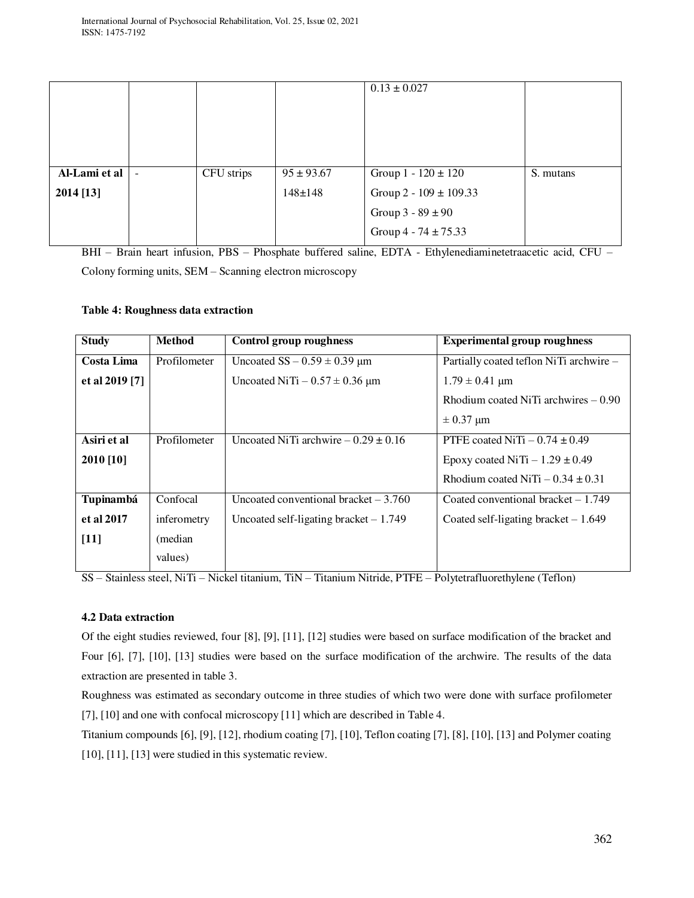|  |  |  |  | 0.13 ± 0.027 |  |
| --- | --- | --- | --- | --- | --- |
| **Al-Lami et al 2014 [13]** | - | CFU strips | 95 ± 93.67<br>148±148 | Group 1 - 120 ± 120<br>Group 2 - 109 ± 109.33<br>Group 3 - 89 ± 90<br>Group 4 - 74 ± 75.33 | S. mutans |

BHI – Brain heart infusion, PBS – Phosphate buffered saline, EDTA - Ethylenediaminetetraacetic acid, CFU – Colony forming units, SEM – Scanning electron microscopy

**Table 4: Roughness data extraction**

| Study | Method | Control group roughness | Experimental group roughness |
| --- | --- | --- | --- |
| **Costa Lima et al 2019 [7]** | Profilometer | Uncoated SS – 0.59 ± 0.39 μm<br>Uncoated NiTi – 0.57 ± 0.36 μm | Partially coated teflon NiTi archwire – 1.79 ± 0.41 μm<br>Rhodium coated NiTi archwires – 0.90 ± 0.37 μm |
| **Asiri et al 2010 [10]** | Profilometer | Uncoated NiTi archwire – 0.29 ± 0.16 | PTFE coated NiTi – 0.74 ± 0.49<br>Epoxy coated NiTi – 1.29 ± 0.49<br>Rhodium coated NiTi – 0.34 ± 0.31 |
| **Tupinambá et al 2017 [11]** | Confocal inferometry (median values) | Uncoated conventional bracket – 3.760<br>Uncoated self-ligating bracket – 1.749 | Coated conventional bracket – 1.749<br>Coated self-ligating bracket – 1.649 |

SS – Stainless steel, NiTi – Nickel titanium, TiN – Titanium Nitride, PTFE – Polytetrafluorethylene (Teflon)

### 4.2 Data extraction

Of the eight studies reviewed, four [8], [9], [11], [12] studies were based on surface modification of the bracket and Four [6], [7], [10], [13] studies were based on the surface modification of the archwire. The results of the data extraction are presented in table 3.

Roughness was estimated as secondary outcome in three studies of which two were done with surface profilometer [7], [10] and one with confocal microscopy [11] which are described in Table 4.

Titanium compounds [6], [9], [12], rhodium coating [7], [10], Teflon coating [7], [8], [10], [13] and Polymer coating [10], [11], [13] were studied in this systematic review.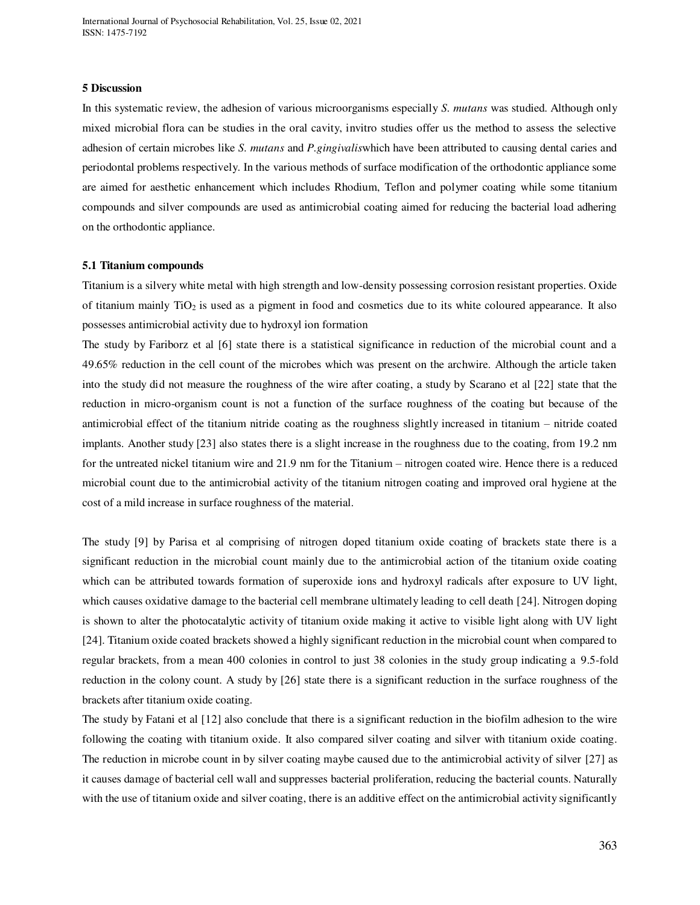## 5 Discussion

In this systematic review, the adhesion of various microorganisms especially *S. mutans* was studied. Although only mixed microbial flora can be studies in the oral cavity, invitro studies offer us the method to assess the selective adhesion of certain microbes like *S. mutans* and *P.gingivalis*which have been attributed to causing dental caries and periodontal problems respectively. In the various methods of surface modification of the orthodontic appliance some are aimed for aesthetic enhancement which includes Rhodium, Teflon and polymer coating while some titanium compounds and silver compounds are used as antimicrobial coating aimed for reducing the bacterial load adhering on the orthodontic appliance.

### 5.1 Titanium compounds

Titanium is a silvery white metal with high strength and low-density possessing corrosion resistant properties. Oxide of titanium mainly $TiO_2$ is used as a pigment in food and cosmetics due to its white coloured appearance. It also possesses antimicrobial activity due to hydroxyl ion formation

The study by Fariborz et al [6] state there is a statistical significance in reduction of the microbial count and a 49.65% reduction in the cell count of the microbes which was present on the archwire. Although the article taken into the study did not measure the roughness of the wire after coating, a study by Scarano et al [22] state that the reduction in micro-organism count is not a function of the surface roughness of the coating but because of the antimicrobial effect of the titanium nitride coating as the roughness slightly increased in titanium – nitride coated implants. Another study [23] also states there is a slight increase in the roughness due to the coating, from 19.2 nm for the untreated nickel titanium wire and 21.9 nm for the Titanium – nitrogen coated wire. Hence there is a reduced microbial count due to the antimicrobial activity of the titanium nitrogen coating and improved oral hygiene at the cost of a mild increase in surface roughness of the material.

The study [9] by Parisa et al comprising of nitrogen doped titanium oxide coating of brackets state there is a significant reduction in the microbial count mainly due to the antimicrobial action of the titanium oxide coating which can be attributed towards formation of superoxide ions and hydroxyl radicals after exposure to UV light, which causes oxidative damage to the bacterial cell membrane ultimately leading to cell death [24]. Nitrogen doping is shown to alter the photocatalytic activity of titanium oxide making it active to visible light along with UV light [24]. Titanium oxide coated brackets showed a highly significant reduction in the microbial count when compared to regular brackets, from a mean 400 colonies in control to just 38 colonies in the study group indicating a 9.5-fold reduction in the colony count. A study by [26] state there is a significant reduction in the surface roughness of the brackets after titanium oxide coating.

The study by Fatani et al [12] also conclude that there is a significant reduction in the biofilm adhesion to the wire following the coating with titanium oxide. It also compared silver coating and silver with titanium oxide coating. The reduction in microbe count in by silver coating maybe caused due to the antimicrobial activity of silver [27] as it causes damage of bacterial cell wall and suppresses bacterial proliferation, reducing the bacterial counts. Naturally with the use of titanium oxide and silver coating, there is an additive effect on the antimicrobial activity significantly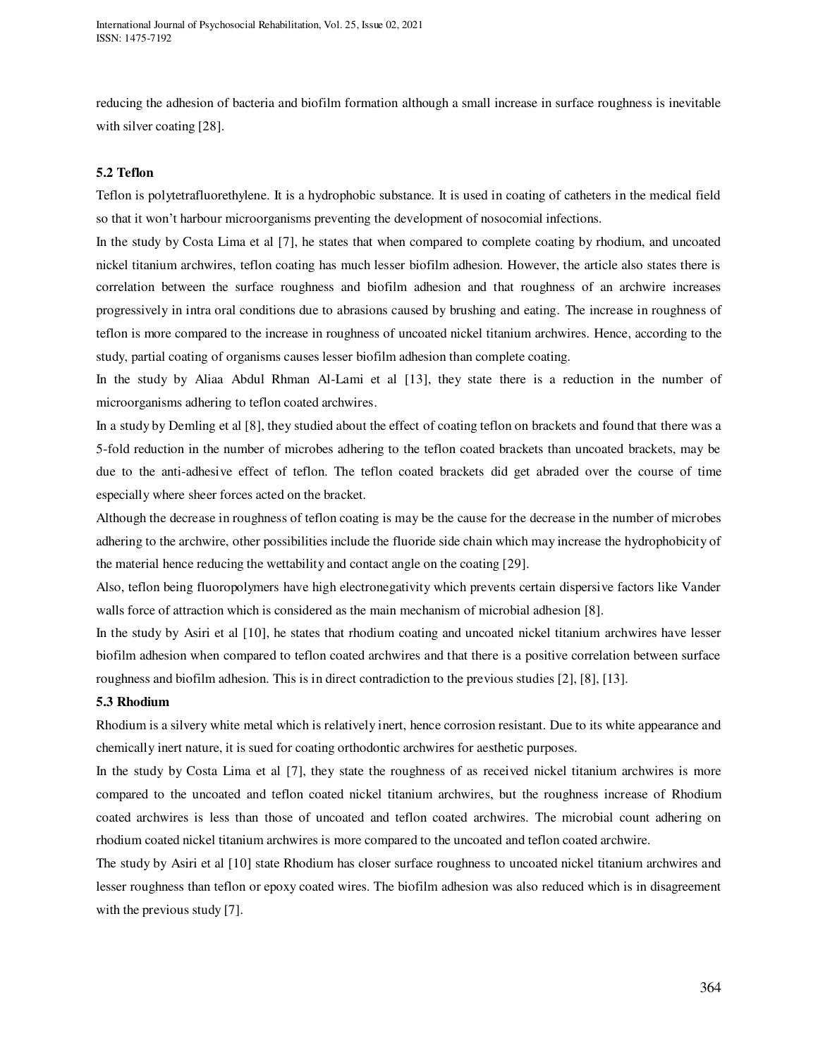reducing the adhesion of bacteria and biofilm formation although a small increase in surface roughness is inevitable with silver coating [28].

### 5.2 Teflon

Teflon is polytetrafluorethylene. It is a hydrophobic substance. It is used in coating of catheters in the medical field so that it won't harbour microorganisms preventing the development of nosocomial infections.

In the study by Costa Lima et al [7], he states that when compared to complete coating by rhodium, and uncoated nickel titanium archwires, teflon coating has much lesser biofilm adhesion. However, the article also states there is correlation between the surface roughness and biofilm adhesion and that roughness of an archwire increases progressively in intra oral conditions due to abrasions caused by brushing and eating. The increase in roughness of teflon is more compared to the increase in roughness of uncoated nickel titanium archwires. Hence, according to the study, partial coating of organisms causes lesser biofilm adhesion than complete coating.

In the study by Aliaa Abdul Rhman Al-Lami et al [13], they state there is a reduction in the number of microorganisms adhering to teflon coated archwires.

In a study by Demling et al [8], they studied about the effect of coating teflon on brackets and found that there was a 5-fold reduction in the number of microbes adhering to the teflon coated brackets than uncoated brackets, may be due to the anti-adhesive effect of teflon. The teflon coated brackets did get abraded over the course of time especially where sheer forces acted on the bracket.

Although the decrease in roughness of teflon coating is may be the cause for the decrease in the number of microbes adhering to the archwire, other possibilities include the fluoride side chain which may increase the hydrophobicity of the material hence reducing the wettability and contact angle on the coating [29].

Also, teflon being fluoropolymers have high electronegativity which prevents certain dispersive factors like Vander walls force of attraction which is considered as the main mechanism of microbial adhesion [8].

In the study by Asiri et al [10], he states that rhodium coating and uncoated nickel titanium archwires have lesser biofilm adhesion when compared to teflon coated archwires and that there is a positive correlation between surface roughness and biofilm adhesion. This is in direct contradiction to the previous studies [2], [8], [13].

### 5.3 Rhodium

Rhodium is a silvery white metal which is relatively inert, hence corrosion resistant. Due to its white appearance and chemically inert nature, it is sued for coating orthodontic archwires for aesthetic purposes.

In the study by Costa Lima et al [7], they state the roughness of as received nickel titanium archwires is more compared to the uncoated and teflon coated nickel titanium archwires, but the roughness increase of Rhodium coated archwires is less than those of uncoated and teflon coated archwires. The microbial count adhering on rhodium coated nickel titanium archwires is more compared to the uncoated and teflon coated archwire.

The study by Asiri et al [10] state Rhodium has closer surface roughness to uncoated nickel titanium archwires and lesser roughness than teflon or epoxy coated wires. The biofilm adhesion was also reduced which is in disagreement with the previous study [7].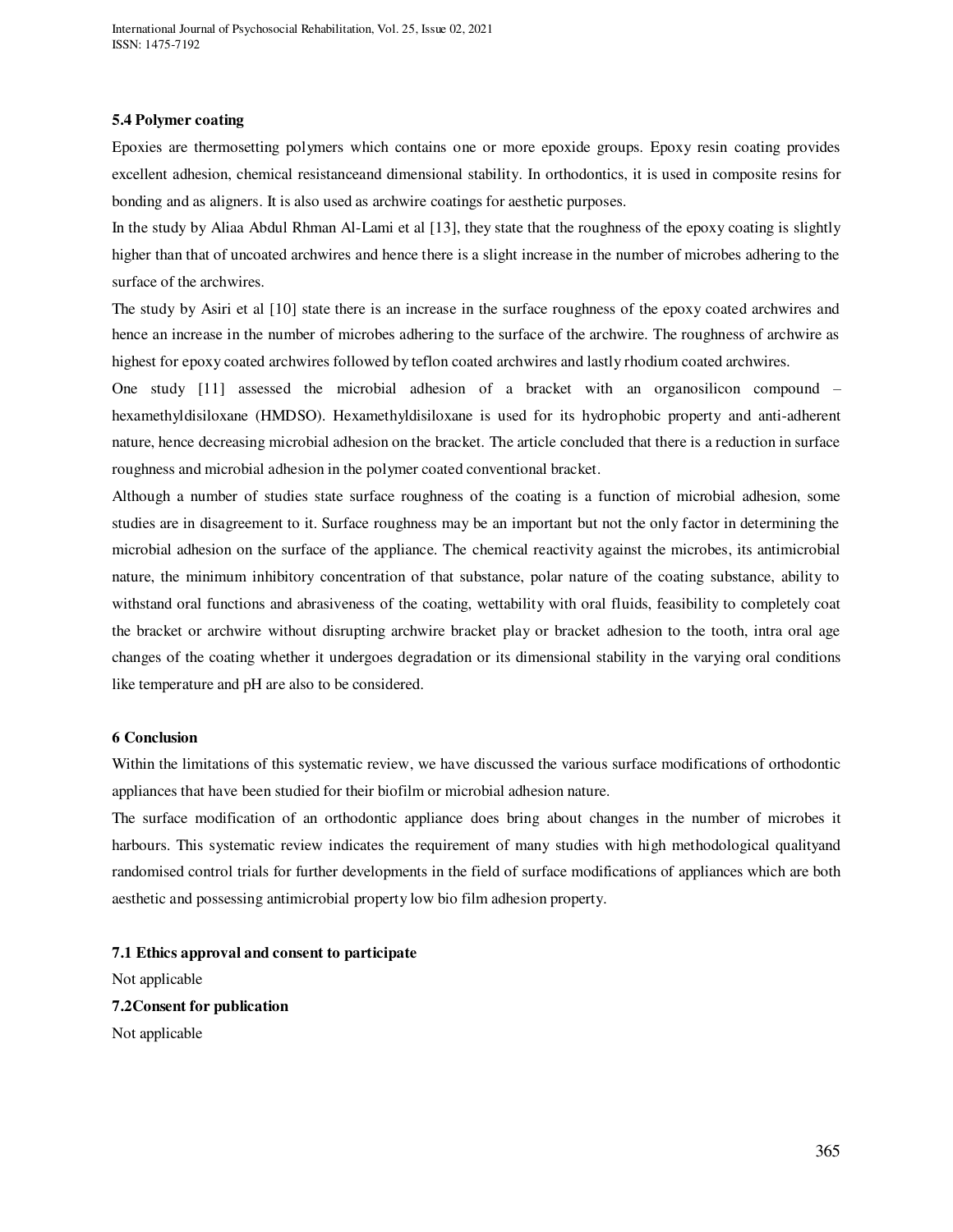### 5.4 Polymer coating

Epoxies are thermosetting polymers which contains one or more epoxide groups. Epoxy resin coating provides excellent adhesion, chemical resistanceand dimensional stability. In orthodontics, it is used in composite resins for bonding and as aligners. It is also used as archwire coatings for aesthetic purposes.

In the study by Aliaa Abdul Rhman Al-Lami et al [13], they state that the roughness of the epoxy coating is slightly higher than that of uncoated archwires and hence there is a slight increase in the number of microbes adhering to the surface of the archwires.

The study by Asiri et al [10] state there is an increase in the surface roughness of the epoxy coated archwires and hence an increase in the number of microbes adhering to the surface of the archwire. The roughness of archwire as highest for epoxy coated archwires followed by teflon coated archwires and lastly rhodium coated archwires.

One study [11] assessed the microbial adhesion of a bracket with an organosilicon compound – hexamethyldisiloxane (HMDSO). Hexamethyldisiloxane is used for its hydrophobic property and anti-adherent nature, hence decreasing microbial adhesion on the bracket. The article concluded that there is a reduction in surface roughness and microbial adhesion in the polymer coated conventional bracket.

Although a number of studies state surface roughness of the coating is a function of microbial adhesion, some studies are in disagreement to it. Surface roughness may be an important but not the only factor in determining the microbial adhesion on the surface of the appliance. The chemical reactivity against the microbes, its antimicrobial nature, the minimum inhibitory concentration of that substance, polar nature of the coating substance, ability to withstand oral functions and abrasiveness of the coating, wettability with oral fluids, feasibility to completely coat the bracket or archwire without disrupting archwire bracket play or bracket adhesion to the tooth, intra oral age changes of the coating whether it undergoes degradation or its dimensional stability in the varying oral conditions like temperature and pH are also to be considered.

## 6 Conclusion

Within the limitations of this systematic review, we have discussed the various surface modifications of orthodontic appliances that have been studied for their biofilm or microbial adhesion nature.

The surface modification of an orthodontic appliance does bring about changes in the number of microbes it harbours. This systematic review indicates the requirement of many studies with high methodological qualityand randomised control trials for further developments in the field of surface modifications of appliances which are both aesthetic and possessing antimicrobial property low bio film adhesion property.

### 7.1 Ethics approval and consent to participate

Not applicable

### 7.2Consent for publication

Not applicable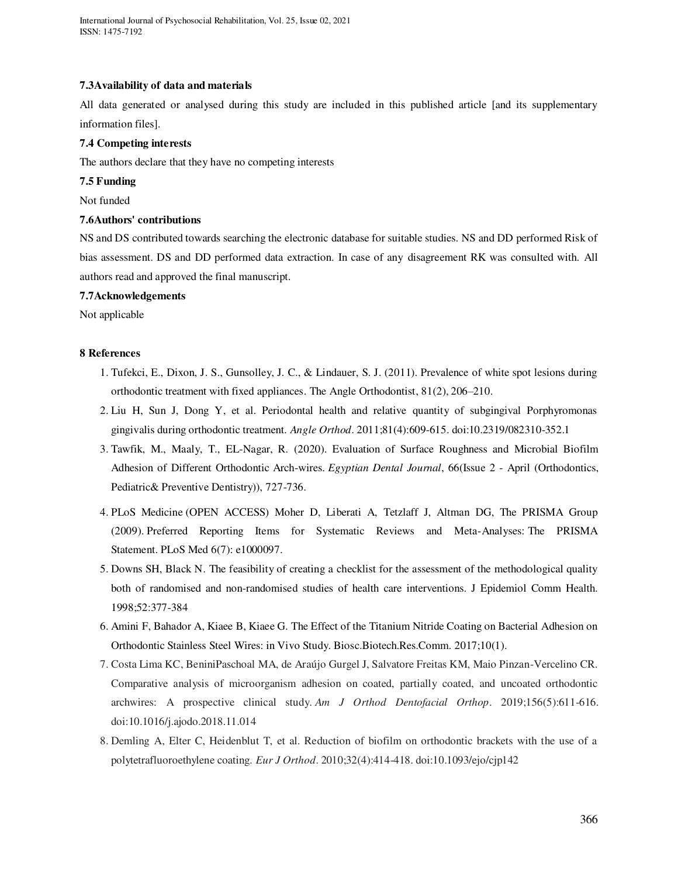### 7.3Availability of data and materials

All data generated or analysed during this study are included in this published article [and its supplementary information files].

### 7.4 Competing interests

The authors declare that they have no competing interests

### 7.5 Funding

Not funded

### 7.6Authors' contributions

NS and DS contributed towards searching the electronic database for suitable studies. NS and DD performed Risk of bias assessment. DS and DD performed data extraction. In case of any disagreement RK was consulted with. All authors read and approved the final manuscript.

### 7.7Acknowledgements

Not applicable

## 8 References

1. Tufekci, E., Dixon, J. S., Gunsolley, J. C., & Lindauer, S. J. (2011). Prevalence of white spot lesions during orthodontic treatment with fixed appliances. The Angle Orthodontist, 81(2), 206–210.
2. Liu H, Sun J, Dong Y, et al. Periodontal health and relative quantity of subgingival Porphyromonas gingivalis during orthodontic treatment. *Angle Orthod*. 2011;81(4):609-615. doi:10.2319/082310-352.1
3. Tawfik, M., Maaly, T., EL-Nagar, R. (2020). Evaluation of Surface Roughness and Microbial Biofilm Adhesion of Different Orthodontic Arch-wires. *Egyptian Dental Journal*, 66(Issue 2 - April (Orthodontics, Pediatric& Preventive Dentistry)), 727-736.
4. PLoS Medicine (OPEN ACCESS) Moher D, Liberati A, Tetzlaff J, Altman DG, The PRISMA Group (2009). Preferred Reporting Items for Systematic Reviews and Meta-Analyses: The PRISMA Statement. PLoS Med 6(7): e1000097.
5. Downs SH, Black N. The feasibility of creating a checklist for the assessment of the methodological quality both of randomised and non-randomised studies of health care interventions. J Epidemiol Comm Health. 1998;52:377-384
6. Amini F, Bahador A, Kiaee B, Kiaee G. The Effect of the Titanium Nitride Coating on Bacterial Adhesion on Orthodontic Stainless Steel Wires: in Vivo Study. Biosc.Biotech.Res.Comm. 2017;10(1).
7. Costa Lima KC, BeniniPaschoal MA, de Araújo Gurgel J, Salvatore Freitas KM, Maio Pinzan-Vercelino CR. Comparative analysis of microorganism adhesion on coated, partially coated, and uncoated orthodontic archwires: A prospective clinical study. *Am J Orthod Dentofacial Orthop*. 2019;156(5):611-616. doi:10.1016/j.ajodo.2018.11.014
8. Demling A, Elter C, Heidenblut T, et al. Reduction of biofilm on orthodontic brackets with the use of a polytetrafluoroethylene coating. *Eur J Orthod*. 2010;32(4):414-418. doi:10.1093/ejo/cjp142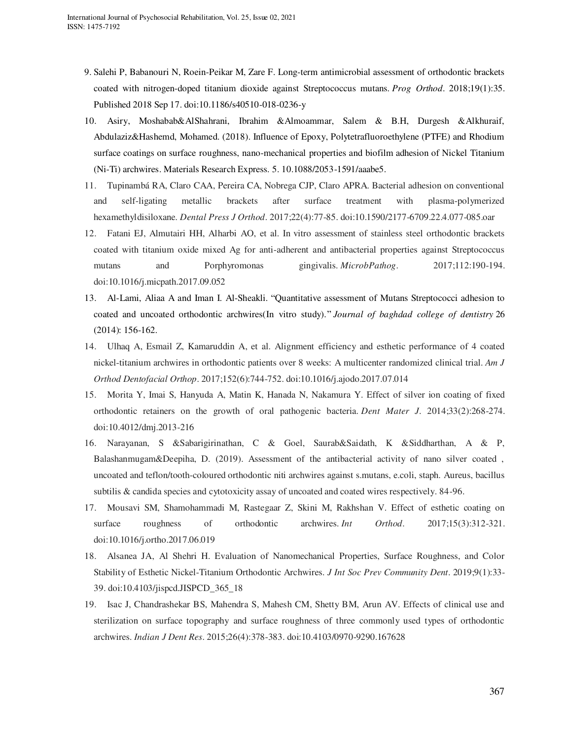9. Salehi P, Babanouri N, Roein-Peikar M, Zare F. Long-term antimicrobial assessment of orthodontic brackets coated with nitrogen-doped titanium dioxide against Streptococcus mutans. *Prog Orthod*. 2018;19(1):35. Published 2018 Sep 17. doi:10.1186/s40510-018-0236-y
10. Asiry, Moshabab&AlShahrani, Ibrahim &Almoammar, Salem & B.H, Durgesh &Alkhuraif, Abdulaziz&Hashemd, Mohamed. (2018). Influence of Epoxy, Polytetrafluoroethylene (PTFE) and Rhodium surface coatings on surface roughness, nano-mechanical properties and biofilm adhesion of Nickel Titanium (Ni-Ti) archwires. Materials Research Express. 5. 10.1088/2053-1591/aaabe5.
11. Tupinambá RA, Claro CAA, Pereira CA, Nobrega CJP, Claro APRA. Bacterial adhesion on conventional and self-ligating metallic brackets after surface treatment with plasma-polymerized hexamethyldisiloxane. *Dental Press J Orthod*. 2017;22(4):77-85. doi:10.1590/2177-6709.22.4.077-085.oar
12. Fatani EJ, Almutairi HH, Alharbi AO, et al. In vitro assessment of stainless steel orthodontic brackets coated with titanium oxide mixed Ag for anti-adherent and antibacterial properties against Streptococcus mutans and Porphyromonas gingivalis. *MicrobPathog*. 2017;112:190-194. doi:10.1016/j.micpath.2017.09.052
13. Al-Lami, Aliaa A and Iman I. Al-Sheakli. "Quantitative assessment of Mutans Streptococci adhesion to coated and uncoated orthodontic archwires(In vitro study)." *Journal of baghdad college of dentistry* 26 (2014): 156-162.
14. Ulhaq A, Esmail Z, Kamaruddin A, et al. Alignment efficiency and esthetic performance of 4 coated nickel-titanium archwires in orthodontic patients over 8 weeks: A multicenter randomized clinical trial. *Am J Orthod Dentofacial Orthop*. 2017;152(6):744-752. doi:10.1016/j.ajodo.2017.07.014
15. Morita Y, Imai S, Hanyuda A, Matin K, Hanada N, Nakamura Y. Effect of silver ion coating of fixed orthodontic retainers on the growth of oral pathogenic bacteria. *Dent Mater J*. 2014;33(2):268-274. doi:10.4012/dmj.2013-216
16. Narayanan, S &Sabarigirinathan, C & Goel, Saurab&Saidath, K &Siddharthan, A & P, Balashanmugam&Deepiha, D. (2019). Assessment of the antibacterial activity of nano silver coated , uncoated and teflon/tooth-coloured orthodontic niti archwires against s.mutans, e.coli, staph. Aureus, bacillus subtilis & candida species and cytotoxicity assay of uncoated and coated wires respectively. 84-96.
17. Mousavi SM, Shamohammadi M, Rastegaar Z, Skini M, Rakhshan V. Effect of esthetic coating on surface roughness of orthodontic archwires. *Int Orthod*. 2017;15(3):312-321. doi:10.1016/j.ortho.2017.06.019
18. Alsanea JA, Al Shehri H. Evaluation of Nanomechanical Properties, Surface Roughness, and Color Stability of Esthetic Nickel-Titanium Orthodontic Archwires. *J Int Soc Prev Community Dent*. 2019;9(1):33-39. doi:10.4103/jispcd.JISPCD_365_18
19. Isac J, Chandrashekar BS, Mahendra S, Mahesh CM, Shetty BM, Arun AV. Effects of clinical use and sterilization on surface topography and surface roughness of three commonly used types of orthodontic archwires. *Indian J Dent Res*. 2015;26(4):378-383. doi:10.4103/0970-9290.167628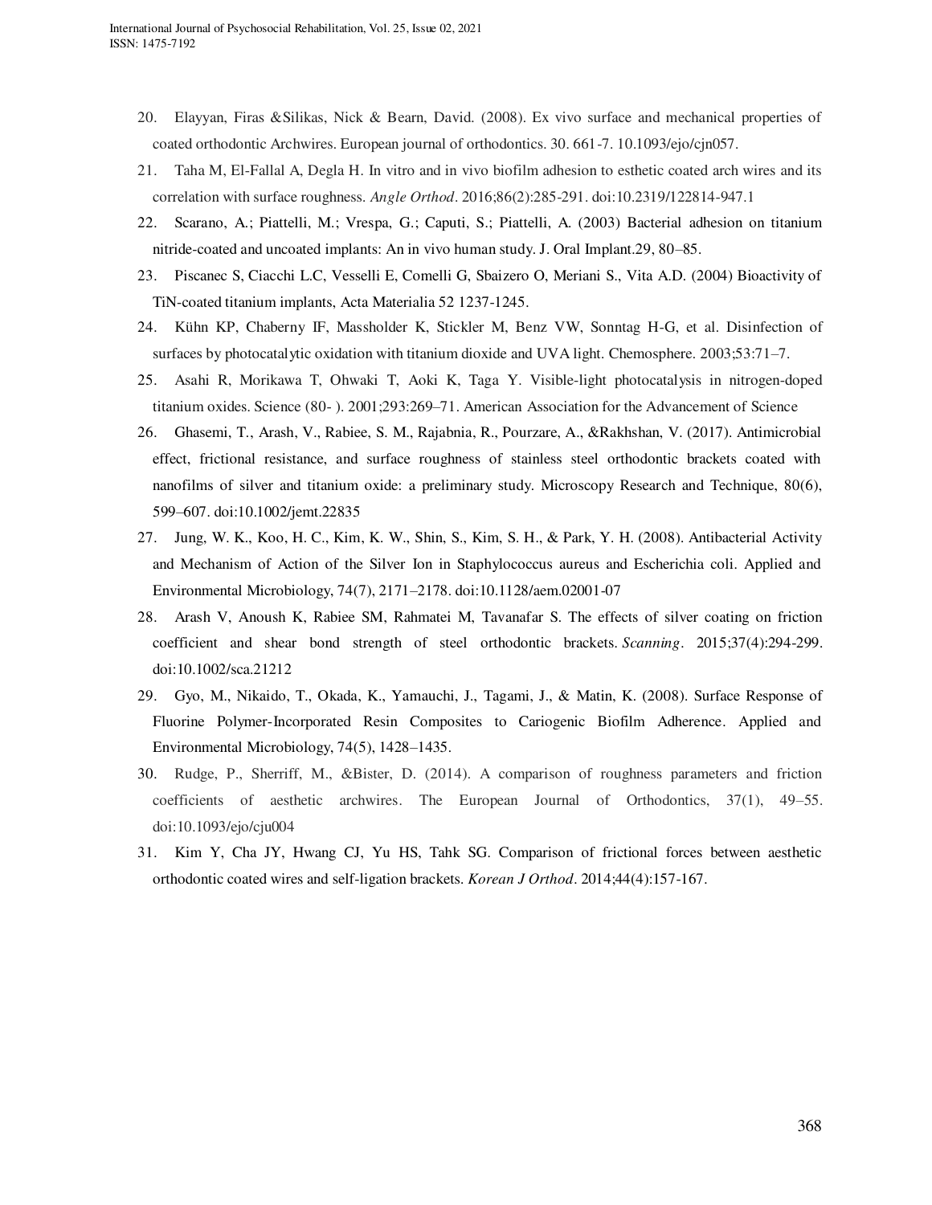20. Elayyan, Firas &Silikas, Nick & Bearn, David. (2008). Ex vivo surface and mechanical properties of coated orthodontic Archwires. European journal of orthodontics. 30. 661-7. 10.1093/ejo/cjn057.
21. Taha M, El-Fallal A, Degla H. In vitro and in vivo biofilm adhesion to esthetic coated arch wires and its correlation with surface roughness. *Angle Orthod*. 2016;86(2):285-291. doi:10.2319/122814-947.1
22. Scarano, A.; Piattelli, M.; Vrespa, G.; Caputi, S.; Piattelli, A. (2003) Bacterial adhesion on titanium nitride-coated and uncoated implants: An in vivo human study. J. Oral Implant.29, 80–85.
23. Piscanec S, Ciacchi L.C, Vesselli E, Comelli G, Sbaizero O, Meriani S., Vita A.D. (2004) Bioactivity of TiN-coated titanium implants, Acta Materialia 52 1237-1245.
24. Kühn KP, Chaberny IF, Massholder K, Stickler M, Benz VW, Sonntag H-G, et al. Disinfection of surfaces by photocatalytic oxidation with titanium dioxide and UVA light. Chemosphere. 2003;53:71–7.
25. Asahi R, Morikawa T, Ohwaki T, Aoki K, Taga Y. Visible-light photocatalysis in nitrogen-doped titanium oxides. Science (80- ). 2001;293:269–71. American Association for the Advancement of Science
26. Ghasemi, T., Arash, V., Rabiee, S. M., Rajabnia, R., Pourzare, A., &Rakhshan, V. (2017). Antimicrobial effect, frictional resistance, and surface roughness of stainless steel orthodontic brackets coated with nanofilms of silver and titanium oxide: a preliminary study. Microscopy Research and Technique, 80(6), 599–607. doi:10.1002/jemt.22835
27. Jung, W. K., Koo, H. C., Kim, K. W., Shin, S., Kim, S. H., & Park, Y. H. (2008). Antibacterial Activity and Mechanism of Action of the Silver Ion in Staphylococcus aureus and Escherichia coli. Applied and Environmental Microbiology, 74(7), 2171–2178. doi:10.1128/aem.02001-07
28. Arash V, Anoush K, Rabiee SM, Rahmatei M, Tavanafar S. The effects of silver coating on friction coefficient and shear bond strength of steel orthodontic brackets. *Scanning*. 2015;37(4):294-299. doi:10.1002/sca.21212
29. Gyo, M., Nikaido, T., Okada, K., Yamauchi, J., Tagami, J., & Matin, K. (2008). Surface Response of Fluorine Polymer-Incorporated Resin Composites to Cariogenic Biofilm Adherence. Applied and Environmental Microbiology, 74(5), 1428–1435.
30. Rudge, P., Sherriff, M., &Bister, D. (2014). A comparison of roughness parameters and friction coefficients of aesthetic archwires. The European Journal of Orthodontics, 37(1), 49–55. doi:10.1093/ejo/cju004
31. Kim Y, Cha JY, Hwang CJ, Yu HS, Tahk SG. Comparison of frictional forces between aesthetic orthodontic coated wires and self-ligation brackets. *Korean J Orthod*. 2014;44(4):157-167.